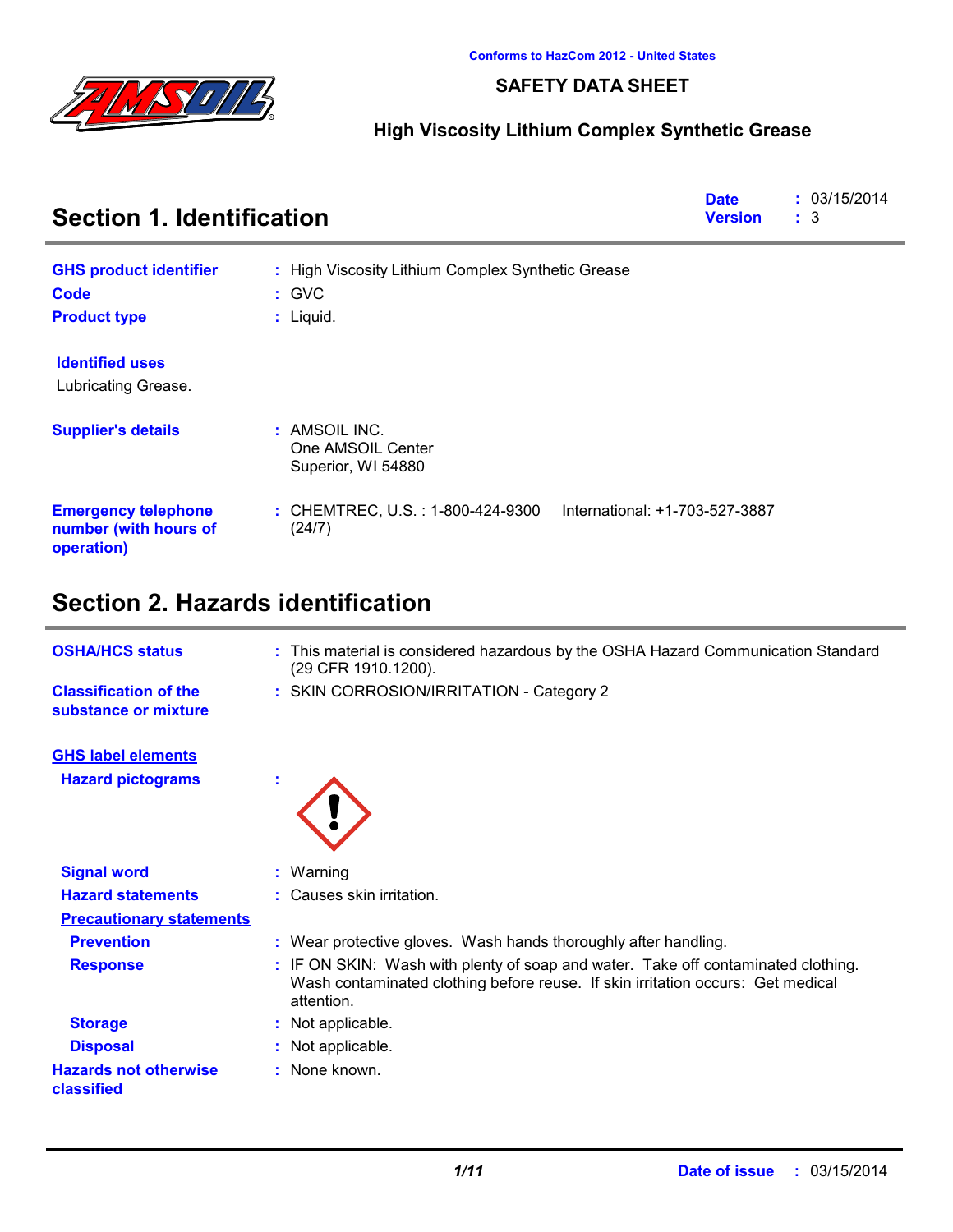Conforms to HazCom 2012 - United States

# SAFETY DATA SHEET

## High Viscosity Lithium Complex Synthetic Grease

## Section 1. Identification

**Date** : 03/15/2014
**Version** : 3

**GHS product identifier** : High Viscosity Lithium Complex Synthetic Grease

**Code** : GVC

**Product type** : Liquid.

**Identified uses**

Lubricating Grease.

**Supplier's details** : AMSOIL INC.
One AMSOIL Center
Superior, WI 54880

**Emergency telephone number (with hours of operation)** : CHEMTREC, U.S. : 1-800-424-9300 International: +1-703-527-3887 (24/7)

## Section 2. Hazards identification

**OSHA/HCS status** : This material is considered hazardous by the OSHA Hazard Communication Standard (29 CFR 1910.1200).

**Classification of the substance or mixture** : SKIN CORROSION/IRRITATION - Category 2

**GHS label elements**

**Hazard pictograms** :

**Signal word** : Warning

**Hazard statements** : Causes skin irritation.

**Precautionary statements**

**Prevention** : Wear protective gloves. Wash hands thoroughly after handling.

**Response** : IF ON SKIN: Wash with plenty of soap and water. Take off contaminated clothing. Wash contaminated clothing before reuse. If skin irritation occurs: Get medical attention.

**Storage** : Not applicable.

**Disposal** : Not applicable.

**Hazards not otherwise classified** : None known.

**Date of issue** : 03/15/2014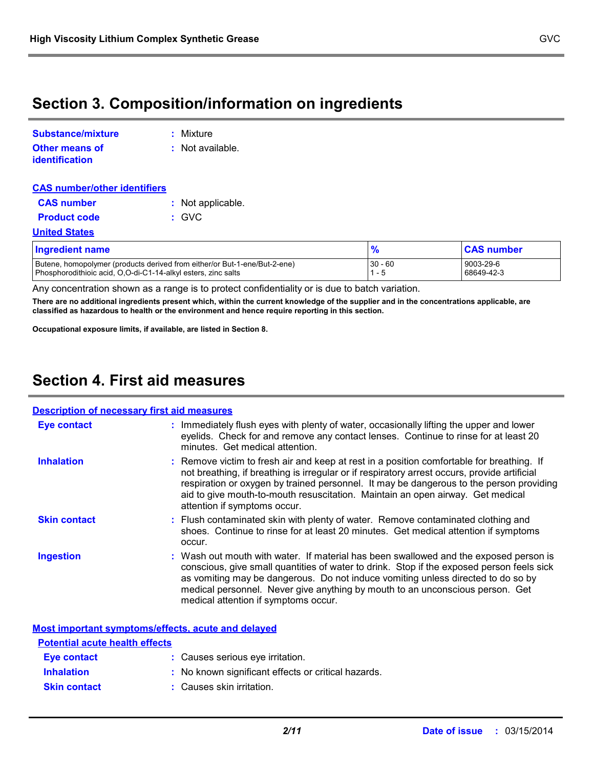## Section 3. Composition/information on ingredients

**Substance/mixture** : Mixture

**Other means of identification** : Not available.

**CAS number/other identifiers**

**CAS number** : Not applicable.

**Product code** : GVC

**United States**

| Ingredient name | % | CAS number |
|---|---|---|
| Butene, homopolymer (products derived from either/or But-1-ene/But-2-ene) | 30 - 60 | 9003-29-6 |
| Phosphorodithioic acid, O,O-di-C1-14-alkyl esters, zinc salts | 1 - 5 | 68649-42-3 |

Any concentration shown as a range is to protect confidentiality or is due to batch variation.

**There are no additional ingredients present which, within the current knowledge of the supplier and in the concentrations applicable, are classified as hazardous to health or the environment and hence require reporting in this section.**

**Occupational exposure limits, if available, are listed in Section 8.**

## Section 4. First aid measures

**Description of necessary first aid measures**

**Eye contact** : Immediately flush eyes with plenty of water, occasionally lifting the upper and lower eyelids. Check for and remove any contact lenses. Continue to rinse for at least 20 minutes. Get medical attention.

**Inhalation** : Remove victim to fresh air and keep at rest in a position comfortable for breathing. If not breathing, if breathing is irregular or if respiratory arrest occurs, provide artificial respiration or oxygen by trained personnel. It may be dangerous to the person providing aid to give mouth-to-mouth resuscitation. Maintain an open airway. Get medical attention if symptoms occur.

**Skin contact** : Flush contaminated skin with plenty of water. Remove contaminated clothing and shoes. Continue to rinse for at least 20 minutes. Get medical attention if symptoms occur.

**Ingestion** : Wash out mouth with water. If material has been swallowed and the exposed person is conscious, give small quantities of water to drink. Stop if the exposed person feels sick as vomiting may be dangerous. Do not induce vomiting unless directed to do so by medical personnel. Never give anything by mouth to an unconscious person. Get medical attention if symptoms occur.

**Most important symptoms/effects, acute and delayed**

**Potential acute health effects**

**Eye contact** : Causes serious eye irritation.

**Inhalation** : No known significant effects or critical hazards.

**Skin contact** : Causes skin irritation.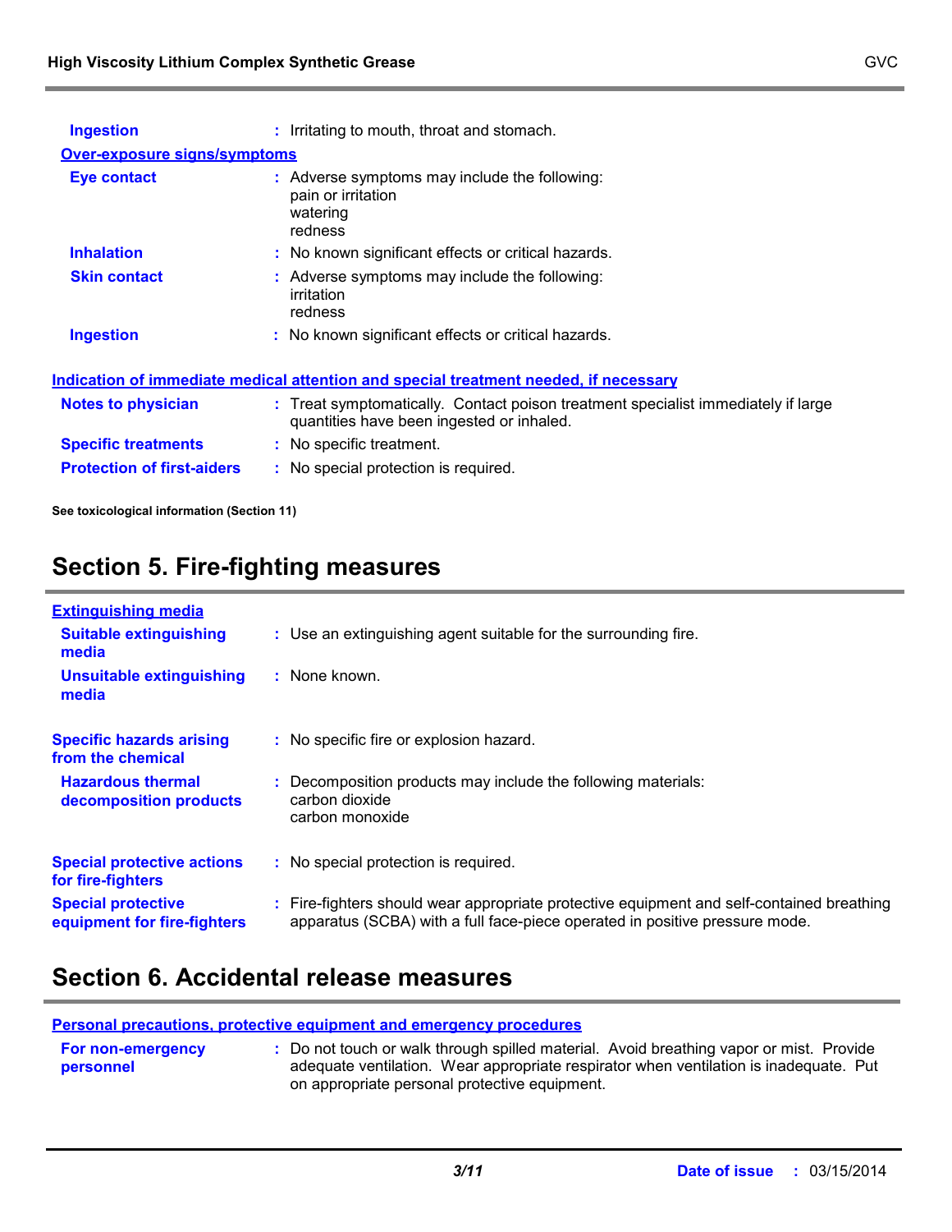| | |
|---|---|
| **Ingestion** | : Irritating to mouth, throat and stomach. |

**Over-exposure signs/symptoms**

| | |
|---|---|
| **Eye contact** | : Adverse symptoms may include the following:<br>pain or irritation<br>watering<br>redness |
| **Inhalation** | : No known significant effects or critical hazards. |
| **Skin contact** | : Adverse symptoms may include the following:<br>irritation<br>redness |
| **Ingestion** | : No known significant effects or critical hazards. |

**Indication of immediate medical attention and special treatment needed, if necessary**

| | |
|---|---|
| **Notes to physician** | : Treat symptomatically. Contact poison treatment specialist immediately if large quantities have been ingested or inhaled. |
| **Specific treatments** | : No specific treatment. |
| **Protection of first-aiders** | : No special protection is required. |

**See toxicological information (Section 11)**

## Section 5. Fire-fighting measures

**Extinguishing media**

| | |
|---|---|
| **Suitable extinguishing media** | : Use an extinguishing agent suitable for the surrounding fire. |
| **Unsuitable extinguishing media** | : None known. |
| **Specific hazards arising from the chemical** | : No specific fire or explosion hazard. |
| **Hazardous thermal decomposition products** | : Decomposition products may include the following materials:<br>carbon dioxide<br>carbon monoxide |
| **Special protective actions for fire-fighters** | : No special protection is required. |
| **Special protective equipment for fire-fighters** | : Fire-fighters should wear appropriate protective equipment and self-contained breathing apparatus (SCBA) with a full face-piece operated in positive pressure mode. |

## Section 6. Accidental release measures

**Personal precautions, protective equipment and emergency procedures**

| | |
|---|---|
| **For non-emergency personnel** | : Do not touch or walk through spilled material. Avoid breathing vapor or mist. Provide adequate ventilation. Wear appropriate respirator when ventilation is inadequate. Put on appropriate personal protective equipment. |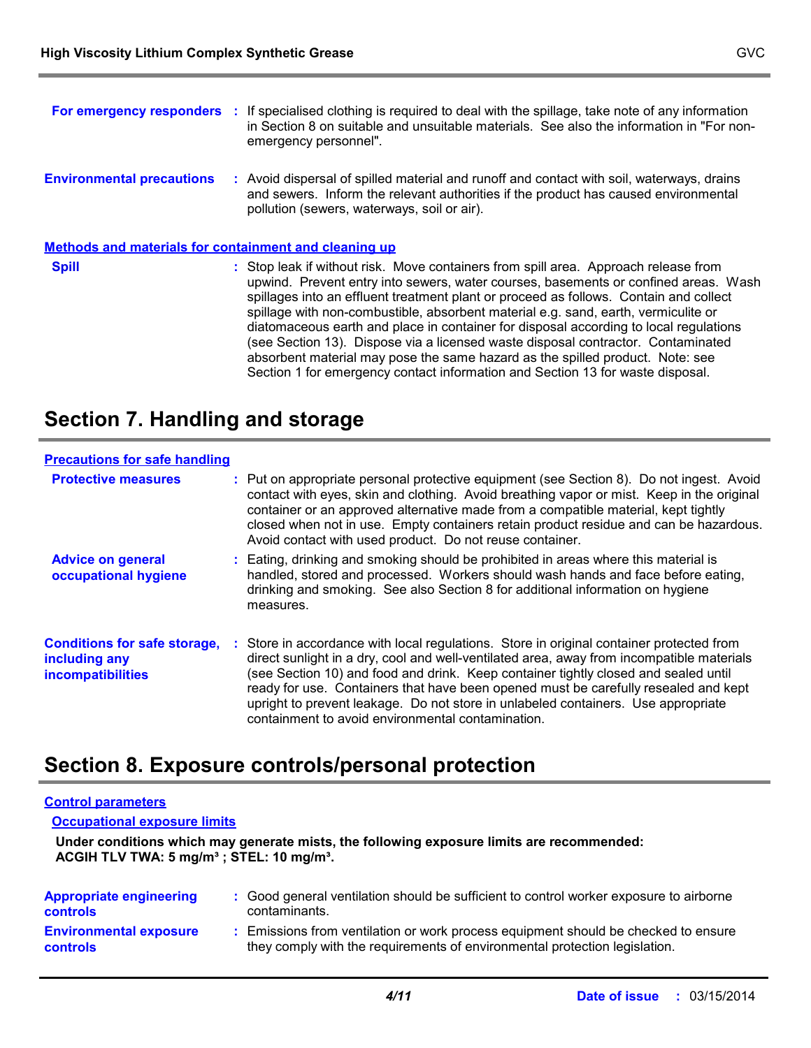**For emergency responders** : If specialised clothing is required to deal with the spillage, take note of any information in Section 8 on suitable and unsuitable materials. See also the information in "For non-emergency personnel".

**Environmental precautions** : Avoid dispersal of spilled material and runoff and contact with soil, waterways, drains and sewers. Inform the relevant authorities if the product has caused environmental pollution (sewers, waterways, soil or air).

**Methods and materials for containment and cleaning up**

**Spill** : Stop leak if without risk. Move containers from spill area. Approach release from upwind. Prevent entry into sewers, water courses, basements or confined areas. Wash spillages into an effluent treatment plant or proceed as follows. Contain and collect spillage with non-combustible, absorbent material e.g. sand, earth, vermiculite or diatomaceous earth and place in container for disposal according to local regulations (see Section 13). Dispose via a licensed waste disposal contractor. Contaminated absorbent material may pose the same hazard as the spilled product. Note: see Section 1 for emergency contact information and Section 13 for waste disposal.

# Section 7. Handling and storage

**Precautions for safe handling**

**Protective measures** : Put on appropriate personal protective equipment (see Section 8). Do not ingest. Avoid contact with eyes, skin and clothing. Avoid breathing vapor or mist. Keep in the original container or an approved alternative made from a compatible material, kept tightly closed when not in use. Empty containers retain product residue and can be hazardous. Avoid contact with used product. Do not reuse container.

**Advice on general occupational hygiene** : Eating, drinking and smoking should be prohibited in areas where this material is handled, stored and processed. Workers should wash hands and face before eating, drinking and smoking. See also Section 8 for additional information on hygiene measures.

**Conditions for safe storage, including any incompatibilities** : Store in accordance with local regulations. Store in original container protected from direct sunlight in a dry, cool and well-ventilated area, away from incompatible materials (see Section 10) and food and drink. Keep container tightly closed and sealed until ready for use. Containers that have been opened must be carefully resealed and kept upright to prevent leakage. Do not store in unlabeled containers. Use appropriate containment to avoid environmental contamination.

# Section 8. Exposure controls/personal protection

**Control parameters**

**Occupational exposure limits**

**Under conditions which may generate mists, the following exposure limits are recommended:**
**ACGIH TLV TWA: 5 mg/m³ ; STEL: 10 mg/m³.**

**Appropriate engineering controls** : Good general ventilation should be sufficient to control worker exposure to airborne contaminants.

**Environmental exposure controls** : Emissions from ventilation or work process equipment should be checked to ensure they comply with the requirements of environmental protection legislation.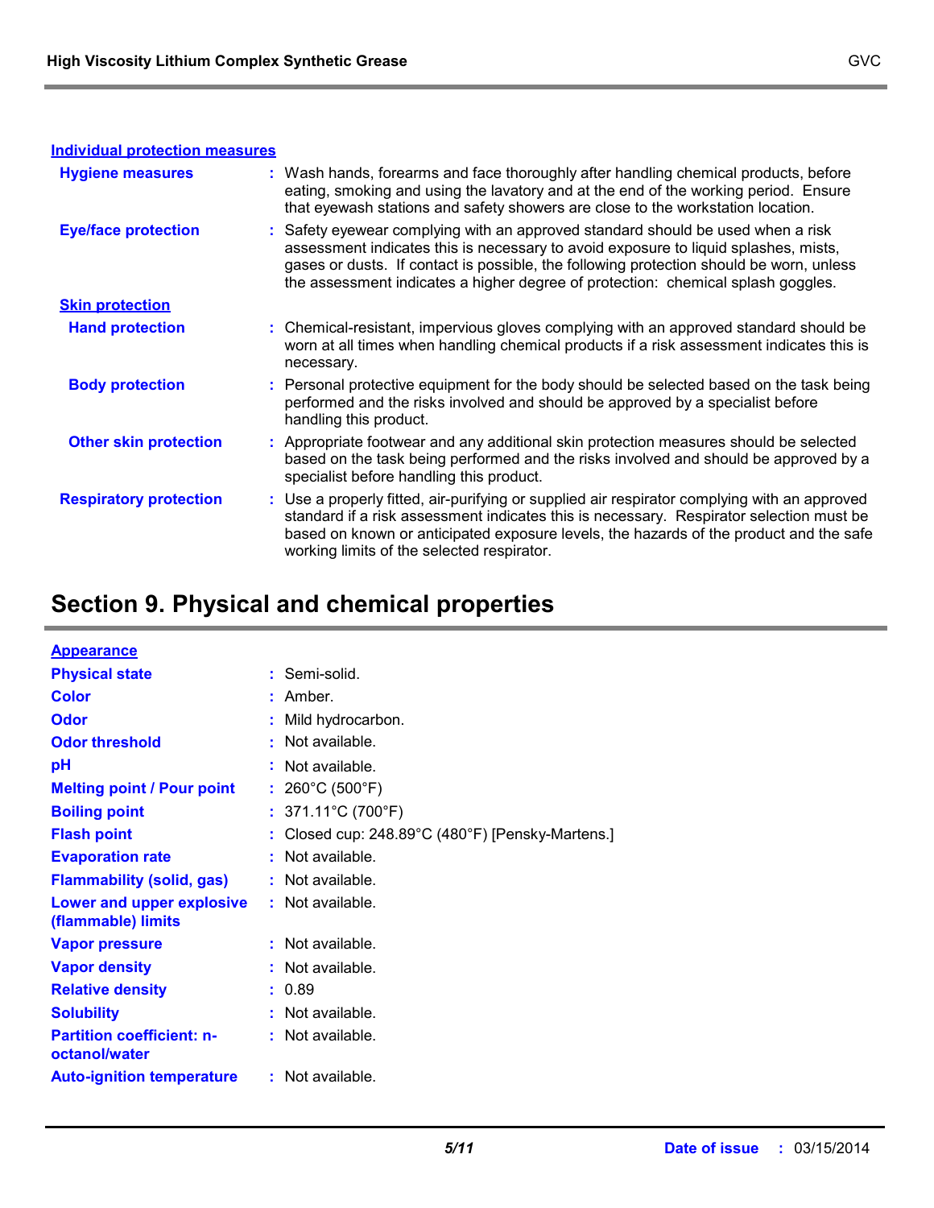**Individual protection measures**

**Hygiene measures** : Wash hands, forearms and face thoroughly after handling chemical products, before eating, smoking and using the lavatory and at the end of the working period. Ensure that eyewash stations and safety showers are close to the workstation location.

**Eye/face protection** : Safety eyewear complying with an approved standard should be used when a risk assessment indicates this is necessary to avoid exposure to liquid splashes, mists, gases or dusts. If contact is possible, the following protection should be worn, unless the assessment indicates a higher degree of protection: chemical splash goggles.

**Skin protection**

**Hand protection** : Chemical-resistant, impervious gloves complying with an approved standard should be worn at all times when handling chemical products if a risk assessment indicates this is necessary.

**Body protection** : Personal protective equipment for the body should be selected based on the task being performed and the risks involved and should be approved by a specialist before handling this product.

**Other skin protection** : Appropriate footwear and any additional skin protection measures should be selected based on the task being performed and the risks involved and should be approved by a specialist before handling this product.

**Respiratory protection** : Use a properly fitted, air-purifying or supplied air respirator complying with an approved standard if a risk assessment indicates this is necessary. Respirator selection must be based on known or anticipated exposure levels, the hazards of the product and the safe working limits of the selected respirator.

## Section 9. Physical and chemical properties

**Appearance**

**Physical state** : Semi-solid.

**Color** : Amber.

**Odor** : Mild hydrocarbon.

**Odor threshold** : Not available.

**pH** : Not available.

**Melting point / Pour point** : 260°C (500°F)

**Boiling point** : 371.11°C (700°F)

**Flash point** : Closed cup: 248.89°C (480°F) [Pensky-Martens.]

**Evaporation rate** : Not available.

**Flammability (solid, gas)** : Not available.

**Lower and upper explosive (flammable) limits** : Not available.

**Vapor pressure** : Not available.

**Vapor density** : Not available.

**Relative density** : 0.89

**Solubility** : Not available.

**Partition coefficient: n-octanol/water** : Not available.

**Auto-ignition temperature** : Not available.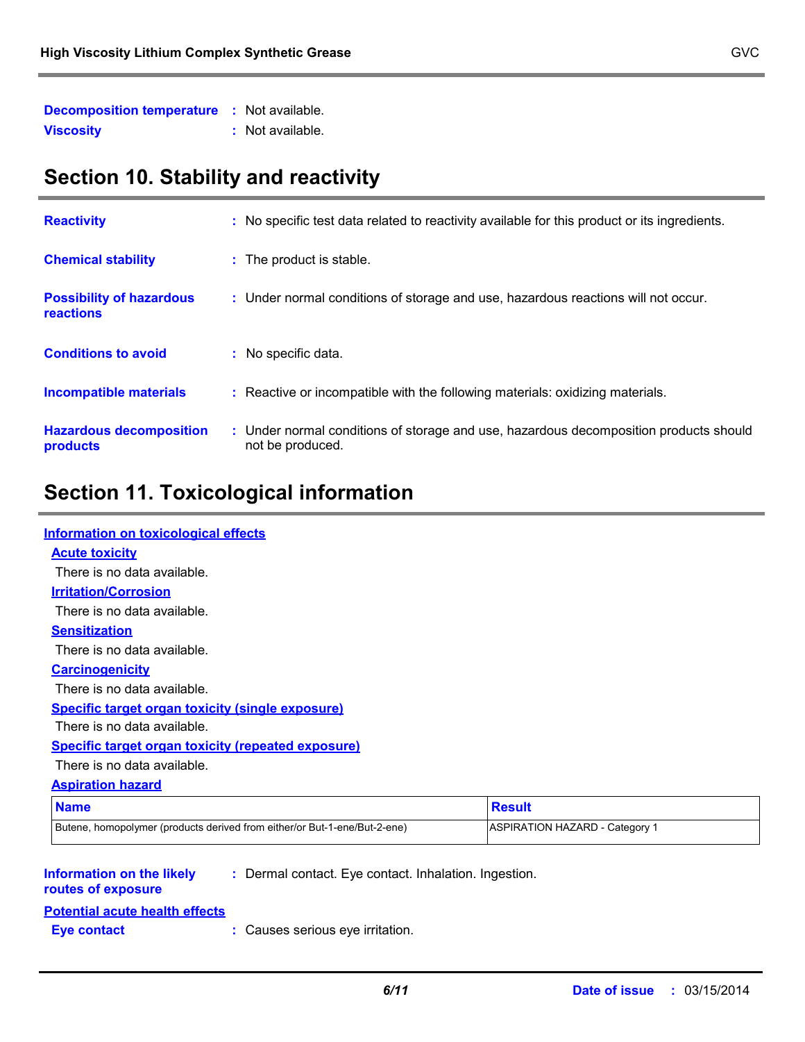**Decomposition temperature** : Not available.

**Viscosity** : Not available.

## Section 10. Stability and reactivity

**Reactivity** : No specific test data related to reactivity available for this product or its ingredients.

**Chemical stability** : The product is stable.

**Possibility of hazardous reactions** : Under normal conditions of storage and use, hazardous reactions will not occur.

**Conditions to avoid** : No specific data.

**Incompatible materials** : Reactive or incompatible with the following materials: oxidizing materials.

**Hazardous decomposition products** : Under normal conditions of storage and use, hazardous decomposition products should not be produced.

## Section 11. Toxicological information

### Information on toxicological effects

#### Acute toxicity

There is no data available.

#### Irritation/Corrosion

There is no data available.

#### Sensitization

There is no data available.

#### Carcinogenicity

There is no data available.

#### Specific target organ toxicity (single exposure)

There is no data available.

#### Specific target organ toxicity (repeated exposure)

There is no data available.

#### Aspiration hazard

| Name | Result |
|---|---|
| Butene, homopolymer (products derived from either/or But-1-ene/But-2-ene) | ASPIRATION HAZARD - Category 1 |

**Information on the likely routes of exposure** : Dermal contact. Eye contact. Inhalation. Ingestion.

### Potential acute health effects

**Eye contact** : Causes serious eye irritation.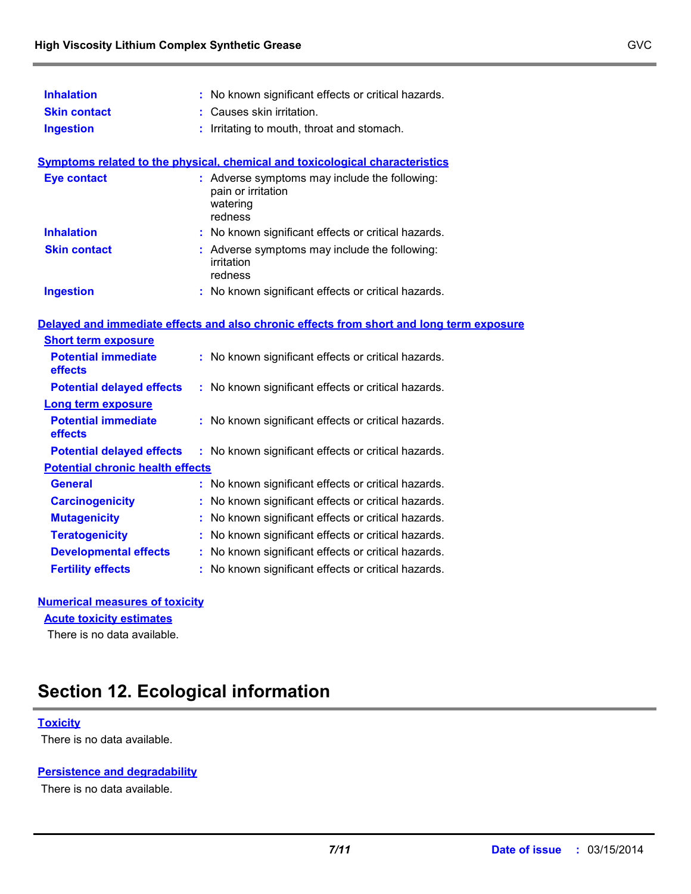**Inhalation** : No known significant effects or critical hazards.

**Skin contact** : Causes skin irritation.

**Ingestion** : Irritating to mouth, throat and stomach.

### Symptoms related to the physical, chemical and toxicological characteristics

**Eye contact** : Adverse symptoms may include the following:
pain or irritation
watering
redness

**Inhalation** : No known significant effects or critical hazards.

**Skin contact** : Adverse symptoms may include the following:
irritation
redness

**Ingestion** : No known significant effects or critical hazards.

### Delayed and immediate effects and also chronic effects from short and long term exposure

#### Short term exposure

**Potential immediate effects** : No known significant effects or critical hazards.

**Potential delayed effects** : No known significant effects or critical hazards.

#### Long term exposure

**Potential immediate effects** : No known significant effects or critical hazards.

**Potential delayed effects** : No known significant effects or critical hazards.

#### Potential chronic health effects

**General** : No known significant effects or critical hazards.

**Carcinogenicity** : No known significant effects or critical hazards.

**Mutagenicity** : No known significant effects or critical hazards.

**Teratogenicity** : No known significant effects or critical hazards.

**Developmental effects** : No known significant effects or critical hazards.

**Fertility effects** : No known significant effects or critical hazards.

### Numerical measures of toxicity

#### Acute toxicity estimates

There is no data available.

## Section 12. Ecological information

### Toxicity

There is no data available.

### Persistence and degradability

There is no data available.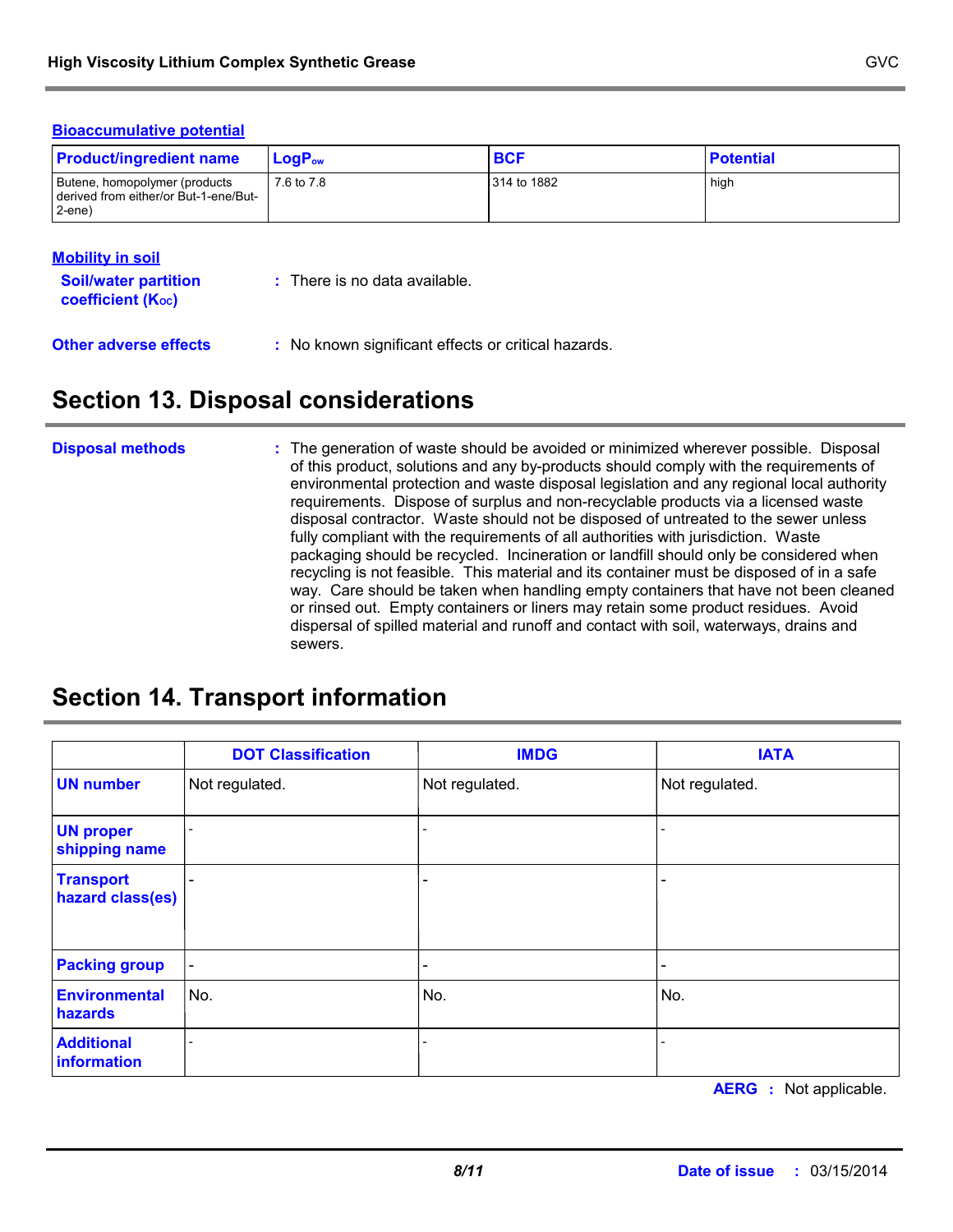**Bioaccumulative potential**

| Product/ingredient name | $LogP_{ow}$ | BCF | Potential |
|---|---|---|---|
| Butene, homopolymer (products derived from either/or But-1-ene/But-2-ene) | 7.6 to 7.8 | 314 to 1882 | high |

**Mobility in soil**

**Soil/water partition coefficient ($K_{OC}$)** : There is no data available.

**Other adverse effects** : No known significant effects or critical hazards.

## Section 13. Disposal considerations

**Disposal methods** : The generation of waste should be avoided or minimized wherever possible. Disposal of this product, solutions and any by-products should comply with the requirements of environmental protection and waste disposal legislation and any regional local authority requirements. Dispose of surplus and non-recyclable products via a licensed waste disposal contractor. Waste should not be disposed of untreated to the sewer unless fully compliant with the requirements of all authorities with jurisdiction. Waste packaging should be recycled. Incineration or landfill should only be considered when recycling is not feasible. This material and its container must be disposed of in a safe way. Care should be taken when handling empty containers that have not been cleaned or rinsed out. Empty containers or liners may retain some product residues. Avoid dispersal of spilled material and runoff and contact with soil, waterways, drains and sewers.

## Section 14. Transport information

| | DOT Classification | IMDG | IATA |
|---|---|---|---|
| **UN number** | Not regulated. | Not regulated. | Not regulated. |
| **UN proper shipping name** | - | - | - |
| **Transport hazard class(es)** | - | - | - |
| **Packing group** | - | - | - |
| **Environmental hazards** | No. | No. | No. |
| **Additional information** | - | - | - |

**AERG** : Not applicable.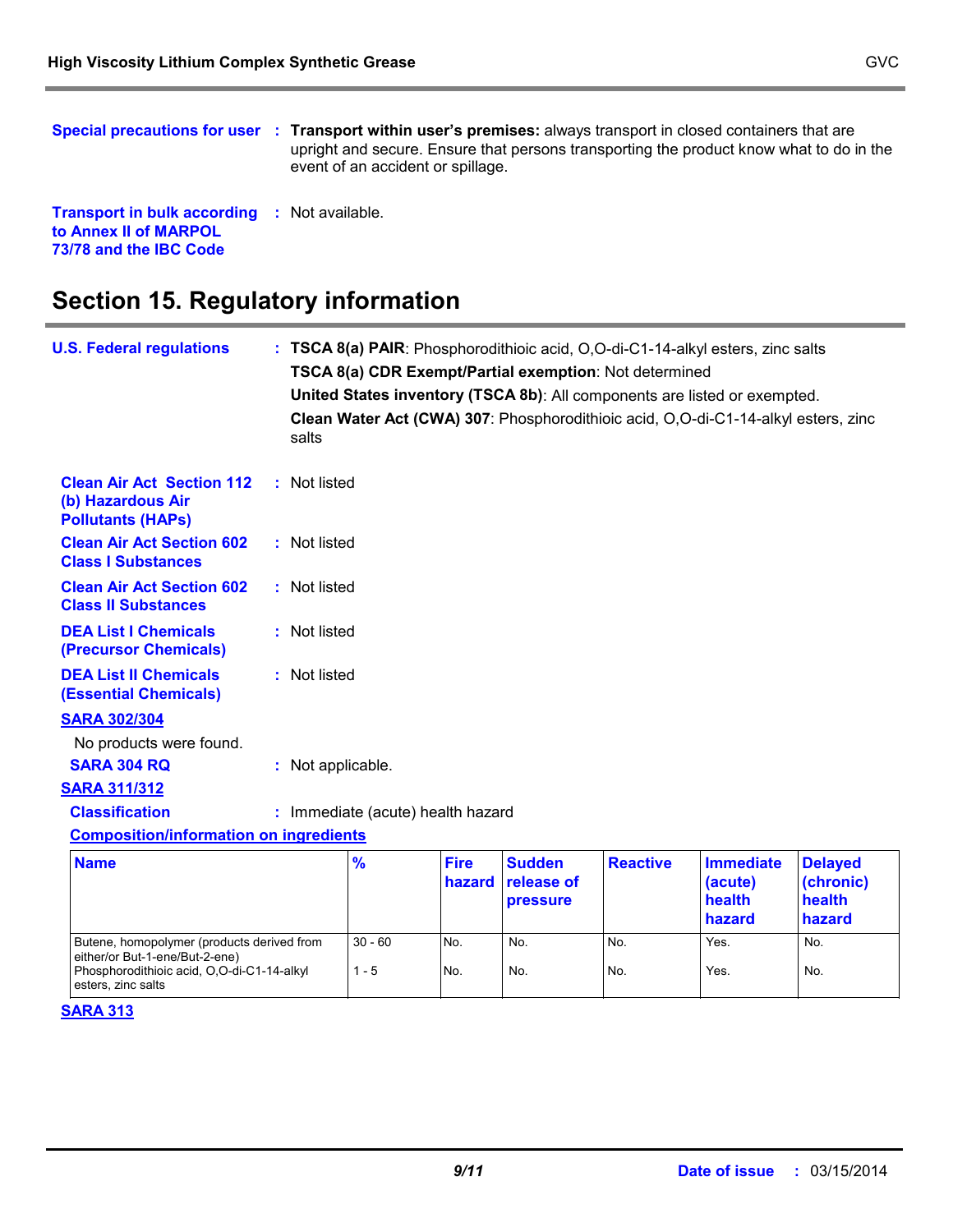**Special precautions for user** : **Transport within user's premises:** always transport in closed containers that are upright and secure. Ensure that persons transporting the product know what to do in the event of an accident or spillage.

**Transport in bulk according to Annex II of MARPOL 73/78 and the IBC Code** : Not available.

# Section 15. Regulatory information

**U.S. Federal regulations** : **TSCA 8(a) PAIR**: Phosphorodithioic acid, O,O-di-C1-14-alkyl esters, zinc salts

**TSCA 8(a) CDR Exempt/Partial exemption**: Not determined

**United States inventory (TSCA 8b)**: All components are listed or exempted.

**Clean Water Act (CWA) 307**: Phosphorodithioic acid, O,O-di-C1-14-alkyl esters, zinc salts

**Clean Air Act Section 112 (b) Hazardous Air Pollutants (HAPs)** : Not listed

**Clean Air Act Section 602 Class I Substances** : Not listed

**Clean Air Act Section 602 Class II Substances** : Not listed

**DEA List I Chemicals (Precursor Chemicals)** : Not listed

**DEA List II Chemicals (Essential Chemicals)** : Not listed

**SARA 302/304**

No products were found.

**SARA 304 RQ** : Not applicable.

**SARA 311/312**

**Classification** : Immediate (acute) health hazard

**Composition/information on ingredients**

| Name | % | Fire hazard | Sudden release of pressure | Reactive | Immediate (acute) health hazard | Delayed (chronic) health hazard |
|---|---|---|---|---|---|---|
| Butene, homopolymer (products derived from either/or But-1-ene/But-2-ene) | 30 - 60 | No. | No. | No. | Yes. | No. |
| Phosphorodithioic acid, O,O-di-C1-14-alkyl esters, zinc salts | 1 - 5 | No. | No. | No. | Yes. | No. |

**SARA 313**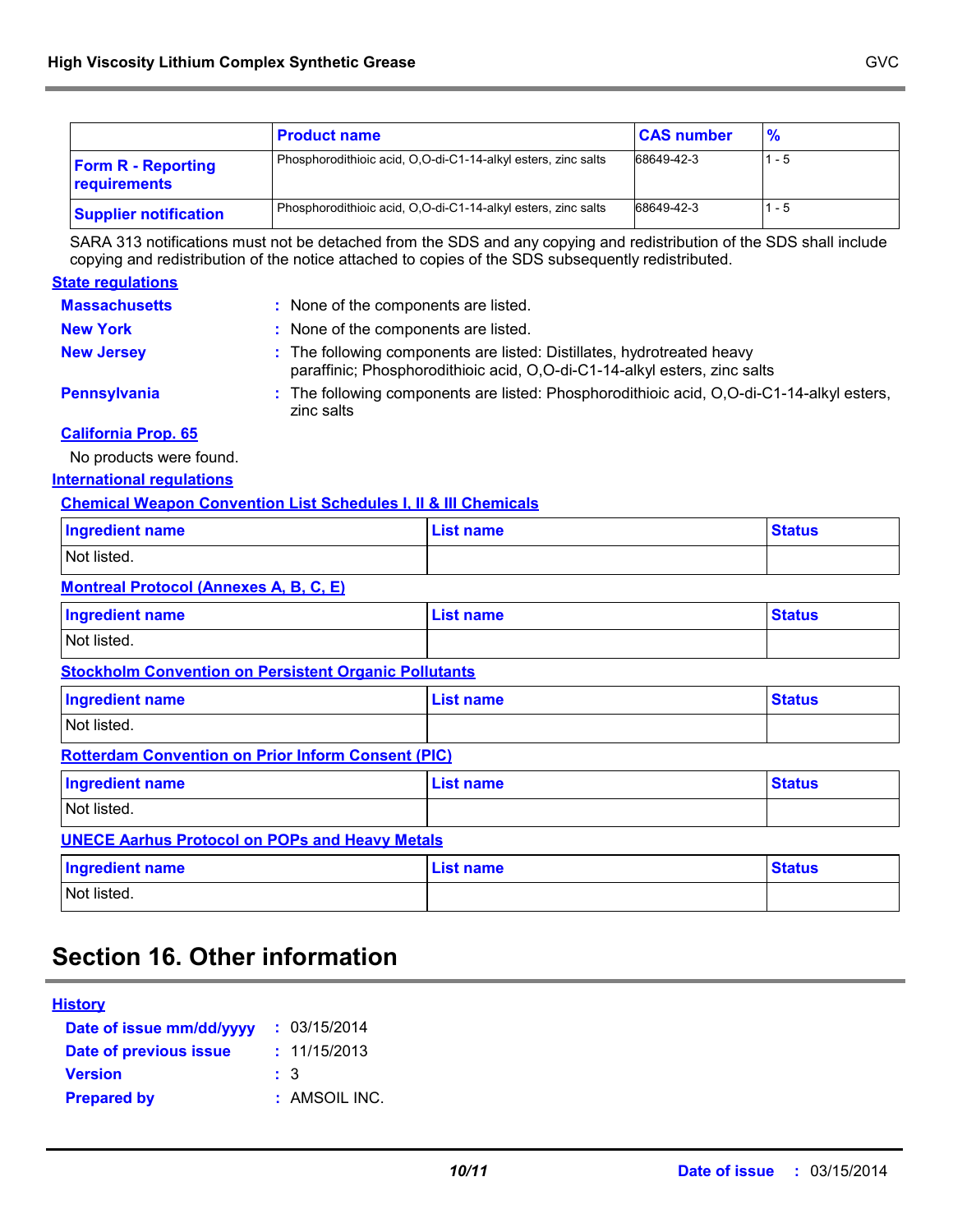| | Product name | CAS number | % |
|---|---|---|---|
| **Form R - Reporting requirements** | Phosphorodithioic acid, O,O-di-C1-14-alkyl esters, zinc salts | 68649-42-3 | 1 - 5 |
| **Supplier notification** | Phosphorodithioic acid, O,O-di-C1-14-alkyl esters, zinc salts | 68649-42-3 | 1 - 5 |

SARA 313 notifications must not be detached from the SDS and any copying and redistribution of the SDS shall include copying and redistribution of the notice attached to copies of the SDS subsequently redistributed.

**State regulations**

**Massachusetts** : None of the components are listed.

**New York** : None of the components are listed.

**New Jersey** : The following components are listed: Distillates, hydrotreated heavy paraffinic; Phosphorodithioic acid, O,O-di-C1-14-alkyl esters, zinc salts

**Pennsylvania** : The following components are listed: Phosphorodithioic acid, O,O-di-C1-14-alkyl esters, zinc salts

**California Prop. 65**

No products were found.

**International regulations**

**Chemical Weapon Convention List Schedules I, II & III Chemicals**

| Ingredient name | List name | Status |
|---|---|---|
| Not listed. | | |

**Montreal Protocol (Annexes A, B, C, E)**

| Ingredient name | List name | Status |
|---|---|---|
| Not listed. | | |

**Stockholm Convention on Persistent Organic Pollutants**

| Ingredient name | List name | Status |
|---|---|---|
| Not listed. | | |

**Rotterdam Convention on Prior Inform Consent (PIC)**

| Ingredient name | List name | Status |
|---|---|---|
| Not listed. | | |

**UNECE Aarhus Protocol on POPs and Heavy Metals**

| Ingredient name | List name | Status |
|---|---|---|
| Not listed. | | |

# Section 16. Other information

**History**

**Date of issue mm/dd/yyyy** : 03/15/2014

**Date of previous issue** : 11/15/2013

**Version** : 3

**Prepared by** : AMSOIL INC.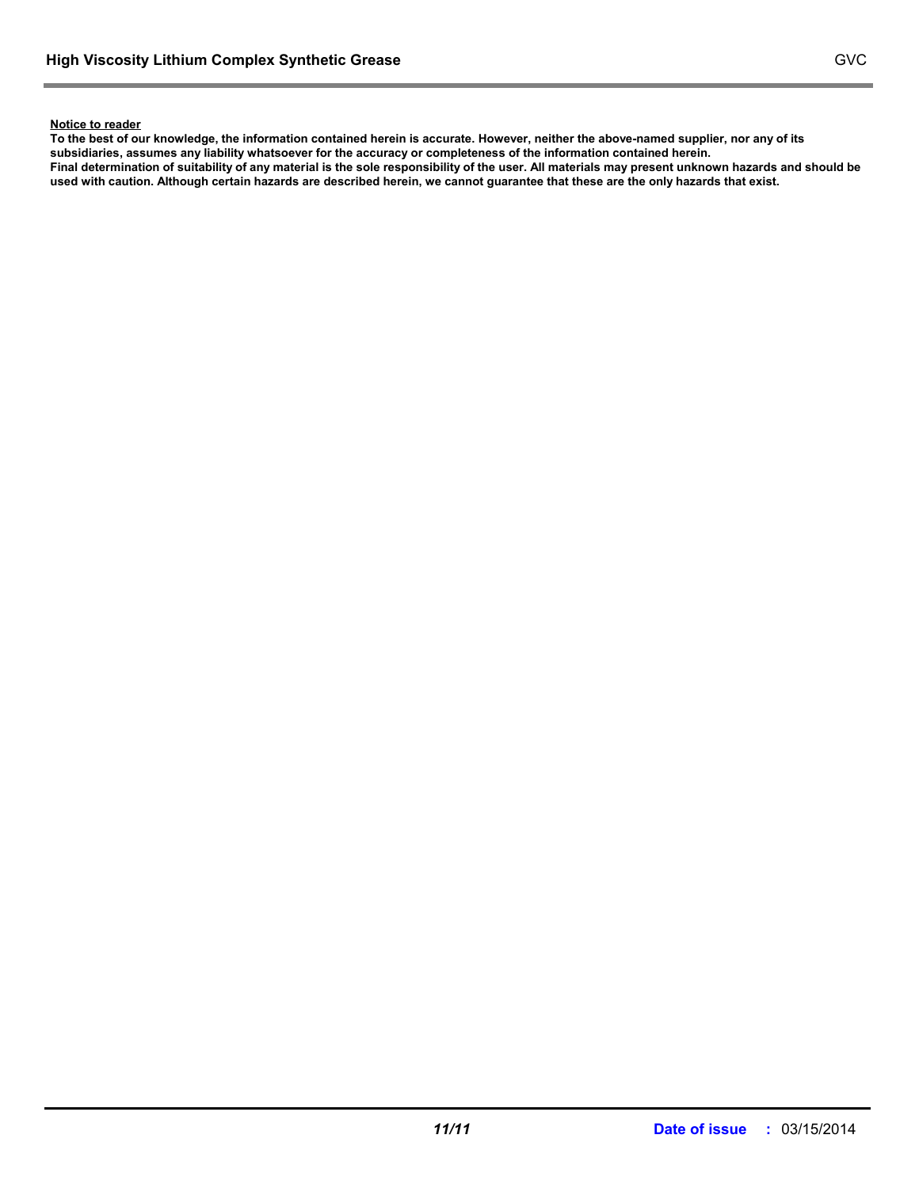**Notice to reader**

**To the best of our knowledge, the information contained herein is accurate. However, neither the above-named supplier, nor any of its subsidiaries, assumes any liability whatsoever for the accuracy or completeness of the information contained herein.**
**Final determination of suitability of any material is the sole responsibility of the user. All materials may present unknown hazards and should be used with caution. Although certain hazards are described herein, we cannot guarantee that these are the only hazards that exist.**